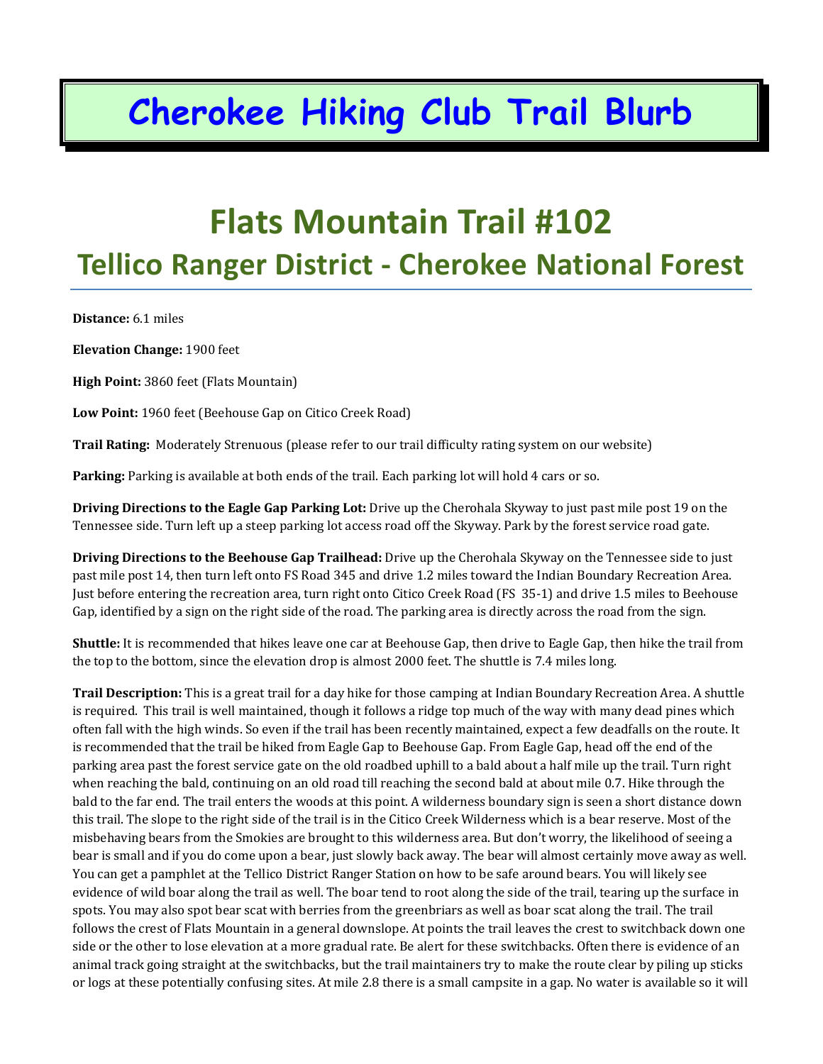# Cherokee Hiking Club Trail Blurb

# Flats Mountain Trail #102

## Tellico Ranger District - Cherokee National Forest

**Distance:** 6.1 miles

**Elevation Change:** 1900 feet

**High Point:** 3860 feet (Flats Mountain)

**Low Point:** 1960 feet (Beehouse Gap on Citico Creek Road)

**Trail Rating:** Moderately Strenuous (please refer to our trail difficulty rating system on our website)

**Parking:** Parking is available at both ends of the trail. Each parking lot will hold 4 cars or so.

**Driving Directions to the Eagle Gap Parking Lot:** Drive up the Cherohala Skyway to just past mile post 19 on the Tennessee side. Turn left up a steep parking lot access road off the Skyway. Park by the forest service road gate.

**Driving Directions to the Beehouse Gap Trailhead:** Drive up the Cherohala Skyway on the Tennessee side to just past mile post 14, then turn left onto FS Road 345 and drive 1.2 miles toward the Indian Boundary Recreation Area. Just before entering the recreation area, turn right onto Citico Creek Road (FS 35-1) and drive 1.5 miles to Beehouse Gap, identified by a sign on the right side of the road. The parking area is directly across the road from the sign.

**Shuttle:** It is recommended that hikes leave one car at Beehouse Gap, then drive to Eagle Gap, then hike the trail from the top to the bottom, since the elevation drop is almost 2000 feet. The shuttle is 7.4 miles long.

**Trail Description:** This is a great trail for a day hike for those camping at Indian Boundary Recreation Area. A shuttle is required. This trail is well maintained, though it follows a ridge top much of the way with many dead pines which often fall with the high winds. So even if the trail has been recently maintained, expect a few deadfalls on the route. It is recommended that the trail be hiked from Eagle Gap to Beehouse Gap. From Eagle Gap, head off the end of the parking area past the forest service gate on the old roadbed uphill to a bald about a half mile up the trail. Turn right when reaching the bald, continuing on an old road till reaching the second bald at about mile 0.7. Hike through the bald to the far end. The trail enters the woods at this point. A wilderness boundary sign is seen a short distance down this trail. The slope to the right side of the trail is in the Citico Creek Wilderness which is a bear reserve. Most of the misbehaving bears from the Smokies are brought to this wilderness area. But don't worry, the likelihood of seeing a bear is small and if you do come upon a bear, just slowly back away. The bear will almost certainly move away as well. You can get a pamphlet at the Tellico District Ranger Station on how to be safe around bears. You will likely see evidence of wild boar along the trail as well. The boar tend to root along the side of the trail, tearing up the surface in spots. You may also spot bear scat with berries from the greenbriars as well as boar scat along the trail. The trail follows the crest of Flats Mountain in a general downslope. At points the trail leaves the crest to switchback down one side or the other to lose elevation at a more gradual rate. Be alert for these switchbacks. Often there is evidence of an animal track going straight at the switchbacks, but the trail maintainers try to make the route clear by piling up sticks or logs at these potentially confusing sites. At mile 2.8 there is a small campsite in a gap. No water is available so it will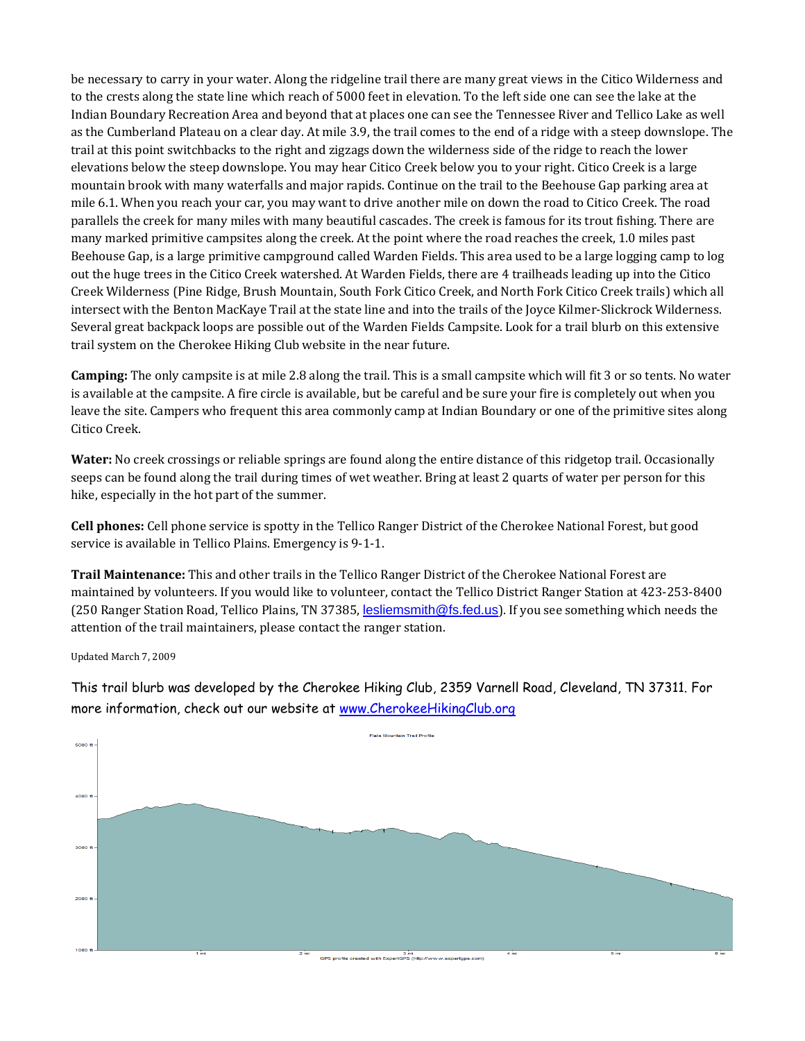be necessary to carry in your water. Along the ridgeline trail there are many great views in the Citico Wilderness and to the crests along the state line which reach of 5000 feet in elevation. To the left side one can see the lake at the Indian Boundary Recreation Area and beyond that at places one can see the Tennessee River and Tellico Lake as well as the Cumberland Plateau on a clear day. At mile 3.9, the trail comes to the end of a ridge with a steep downslope. The trail at this point switchbacks to the right and zigzags down the wilderness side of the ridge to reach the lower elevations below the steep downslope. You may hear Citico Creek below you to your right. Citico Creek is a large mountain brook with many waterfalls and major rapids. Continue on the trail to the Beehouse Gap parking area at mile 6.1. When you reach your car, you may want to drive another mile on down the road to Citico Creek. The road parallels the creek for many miles with many beautiful cascades. The creek is famous for its trout fishing. There are many marked primitive campsites along the creek. At the point where the road reaches the creek, 1.0 miles past Beehouse Gap, is a large primitive campground called Warden Fields. This area used to be a large logging camp to log out the huge trees in the Citico Creek watershed. At Warden Fields, there are 4 trailheads leading up into the Citico Creek Wilderness (Pine Ridge, Brush Mountain, South Fork Citico Creek, and North Fork Citico Creek trails) which all intersect with the Benton MacKaye Trail at the state line and into the trails of the Joyce Kilmer-Slickrock Wilderness. Several great backpack loops are possible out of the Warden Fields Campsite. Look for a trail blurb on this extensive trail system on the Cherokee Hiking Club website in the near future.

**Camping:** The only campsite is at mile 2.8 along the trail. This is a small campsite which will fit 3 or so tents. No water is available at the campsite. A fire circle is available, but be careful and be sure your fire is completely out when you leave the site. Campers who frequent this area commonly camp at Indian Boundary or one of the primitive sites along Citico Creek.

**Water:** No creek crossings or reliable springs are found along the entire distance of this ridgetop trail. Occasionally seeps can be found along the trail during times of wet weather. Bring at least 2 quarts of water per person for this hike, especially in the hot part of the summer.

**Cell phones:** Cell phone service is spotty in the Tellico Ranger District of the Cherokee National Forest, but good service is available in Tellico Plains. Emergency is 9-1-1.

**Trail Maintenance:** This and other trails in the Tellico Ranger District of the Cherokee National Forest are maintained by volunteers. If you would like to volunteer, contact the Tellico District Ranger Station at 423-253-8400 (250 Ranger Station Road, Tellico Plains, TN 37385, lesliemsmith@fs.fed.us). If you see something which needs the attention of the trail maintainers, please contact the ranger station.

Updated March 7, 2009

This trail blurb was developed by the Cherokee Hiking Club, 2359 Varnell Road, Cleveland, TN 37311. For more information, check out our website at www.CherokeeHikingClub.org

Flats Mountain Trail Profile

GPS profile created with ExpertGPS (http://www.expertgps.com)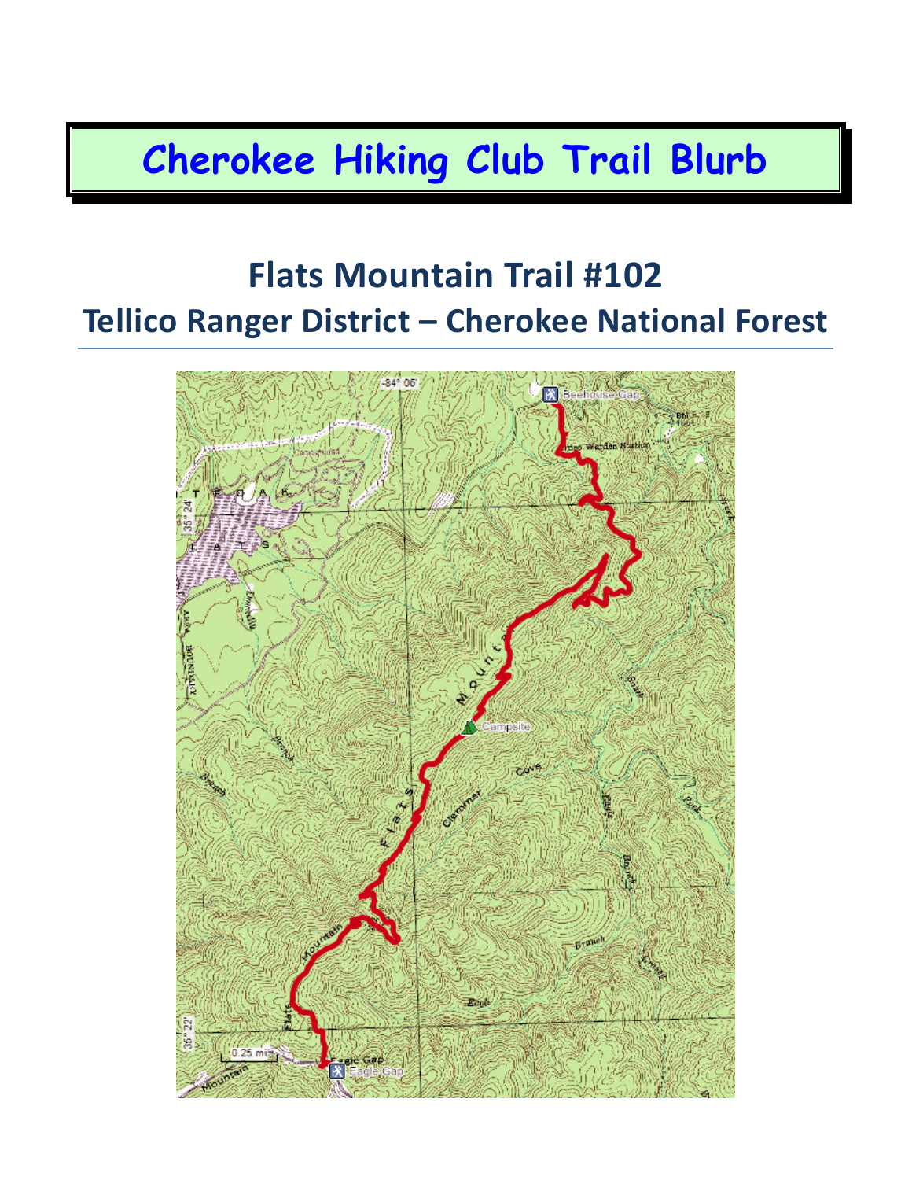# Cherokee Hiking Club Trail Blurb

## Flats Mountain Trail #102

## Tellico Ranger District – Cherokee National Forest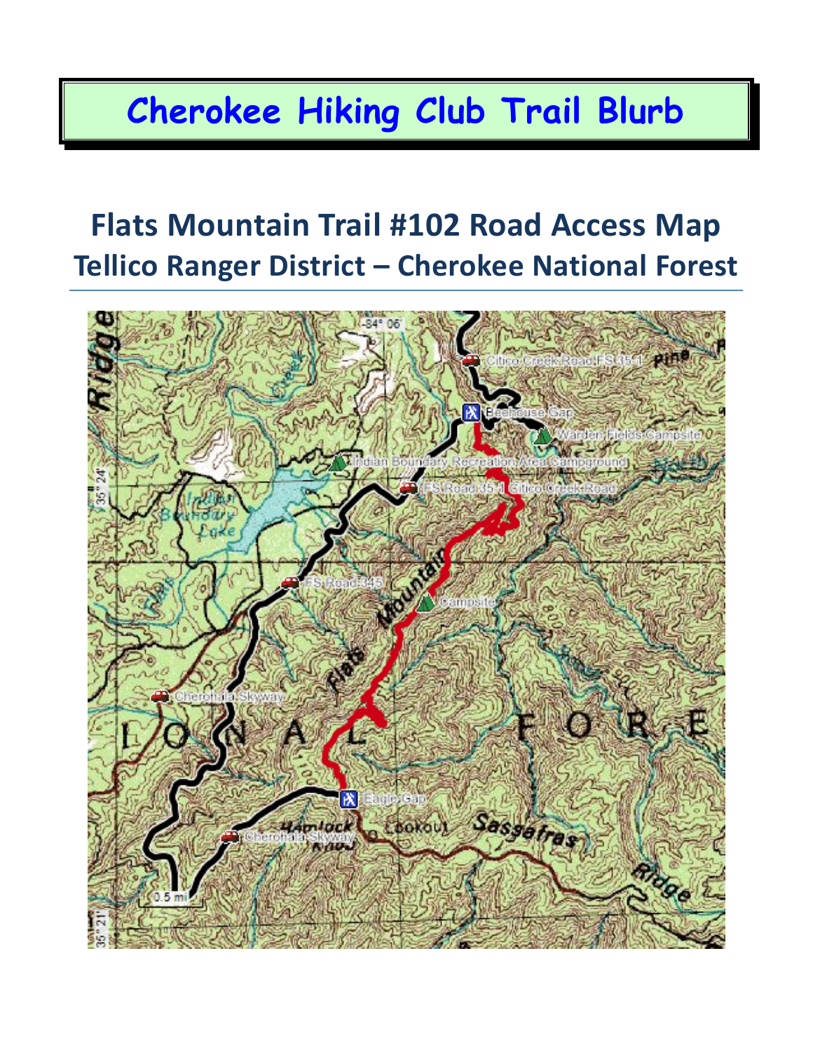# Cherokee Hiking Club Trail Blurb

## Flats Mountain Trail #102 Road Access Map
## Tellico Ranger District – Cherokee National Forest

-84° 06'

Citico Creek Road FS 35-1

Pine

Beehouse Gap

Warden Fields Campsite

Indian Boundary Recreation Area Campground

FS Road 35-1 Citico Creek Road

Indian Boundary Lake

35° 24'

FS Road 345

Flats Mountain

Campsite

Cherohala Skyway

NATIONAL FORE

Eagle Gap

Hemlock Knob

Lookout

Sassafras Ridge

Cherohala Skyway

0.5 mi

35° 21'